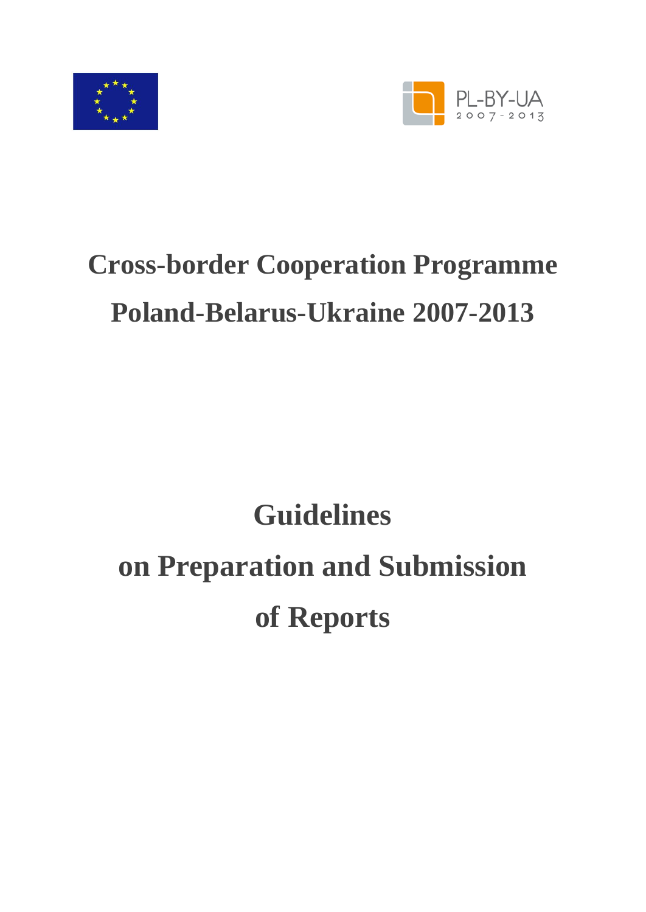PL-BY-UA
2007-2013

# Cross-border Cooperation Programme Poland-Belarus-Ukraine 2007-2013

# Guidelines on Preparation and Submission of Reports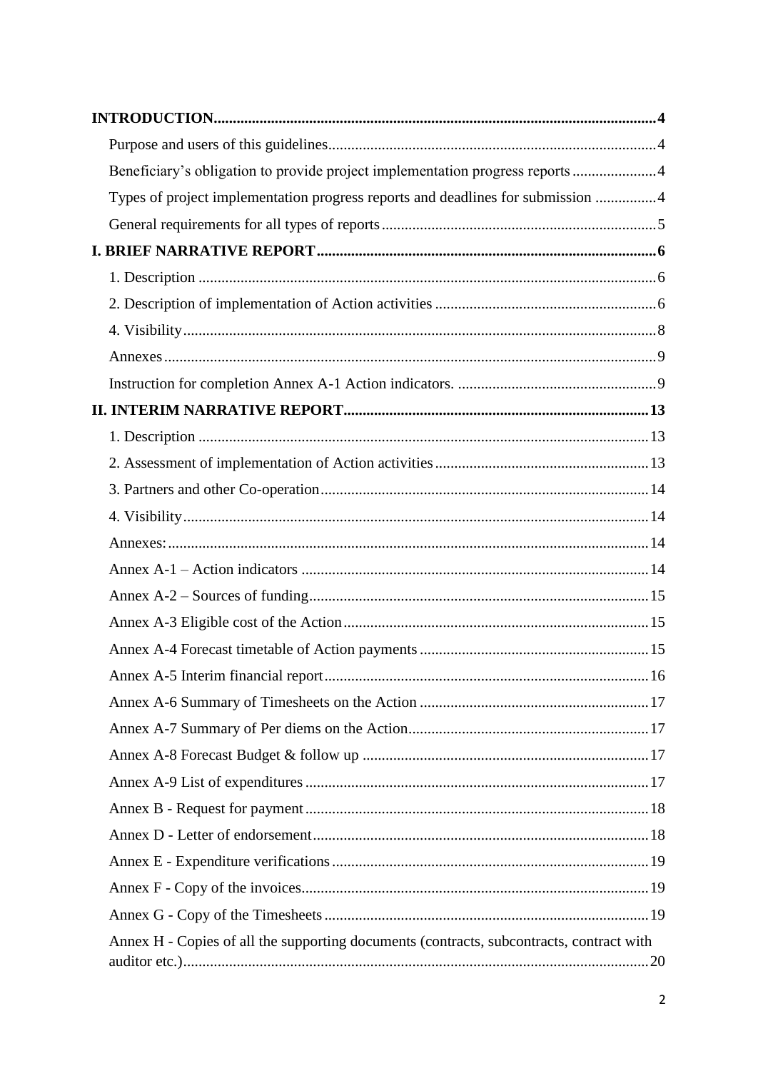**INTRODUCTION** .......... 4

- Purpose and users of this guidelines .......... 4
- Beneficiary's obligation to provide project implementation progress reports .......... 4
- Types of project implementation progress reports and deadlines for submission .......... 4
- General requirements for all types of reports .......... 5

**I. BRIEF NARRATIVE REPORT** .......... 6

- 1. Description .......... 6
- 2. Description of implementation of Action activities .......... 6
- 4. Visibility .......... 8
- Annexes .......... 9
- Instruction for completion Annex A-1 Action indicators. .......... 9

**II. INTERIM NARRATIVE REPORT** .......... 13

- 1. Description .......... 13
- 2. Assessment of implementation of Action activities .......... 13
- 3. Partners and other Co-operation .......... 14
- 4. Visibility .......... 14
- Annexes: .......... 14
- Annex A-1 – Action indicators .......... 14
- Annex A-2 – Sources of funding .......... 15
- Annex A-3 Eligible cost of the Action .......... 15
- Annex A-4 Forecast timetable of Action payments .......... 15
- Annex A-5 Interim financial report .......... 16
- Annex A-6 Summary of Timesheets on the Action .......... 17
- Annex A-7 Summary of Per diems on the Action .......... 17
- Annex A-8 Forecast Budget & follow up .......... 17
- Annex A-9 List of expenditures .......... 17
- Annex B - Request for payment .......... 18
- Annex D - Letter of endorsement .......... 18
- Annex E - Expenditure verifications .......... 19
- Annex F - Copy of the invoices .......... 19
- Annex G - Copy of the Timesheets .......... 19
- Annex H - Copies of all the supporting documents (contracts, subcontracts, contract with auditor etc.) .......... 20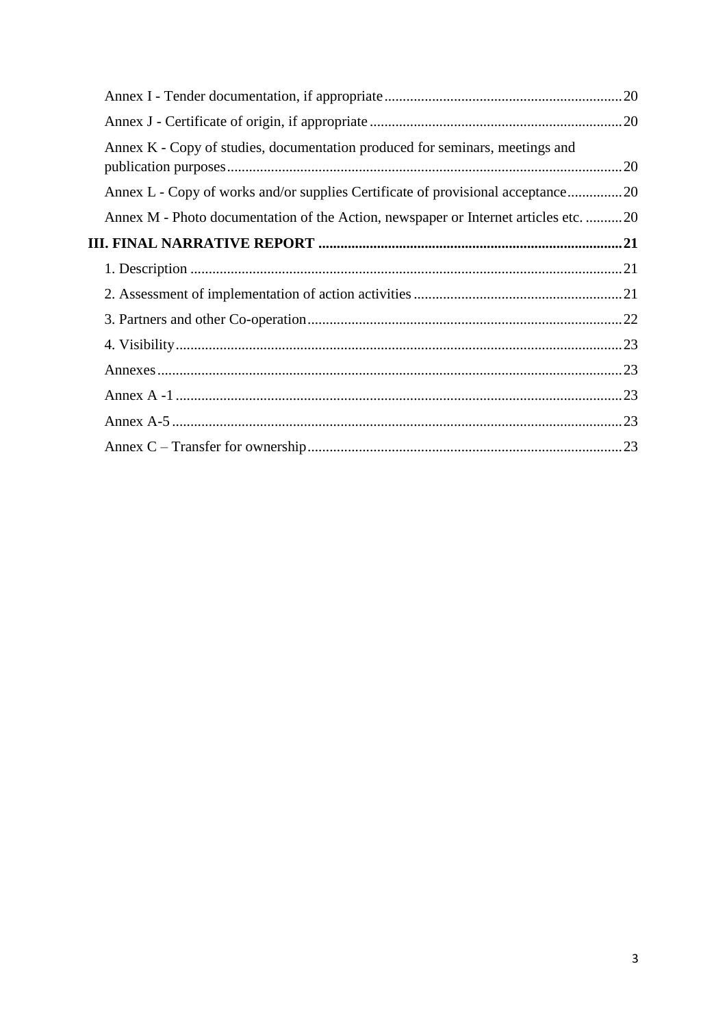Annex I - Tender documentation, if appropriate ........ 20

Annex J - Certificate of origin, if appropriate ........ 20

Annex K - Copy of studies, documentation produced for seminars, meetings and publication purposes ........ 20

Annex L - Copy of works and/or supplies Certificate of provisional acceptance ........ 20

Annex M - Photo documentation of the Action, newspaper or Internet articles etc. ........ 20

**III. FINAL NARRATIVE REPORT ........ 21**

1. Description ........ 21

2. Assessment of implementation of action activities ........ 21

3. Partners and other Co-operation ........ 22

4. Visibility ........ 23

Annexes ........ 23

Annex A -1 ........ 23

Annex A-5 ........ 23

Annex C – Transfer for ownership ........ 23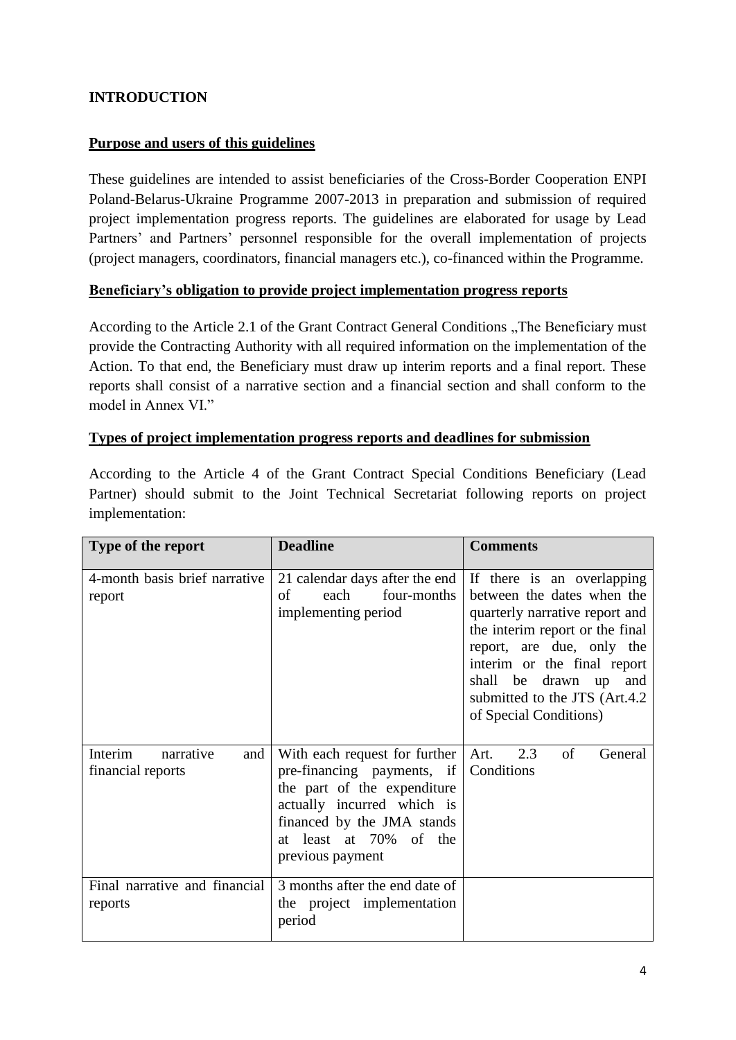## INTRODUCTION

### Purpose and users of this guidelines

These guidelines are intended to assist beneficiaries of the Cross-Border Cooperation ENPI Poland-Belarus-Ukraine Programme 2007-2013 in preparation and submission of required project implementation progress reports. The guidelines are elaborated for usage by Lead Partners' and Partners' personnel responsible for the overall implementation of projects (project managers, coordinators, financial managers etc.), co-financed within the Programme.

### Beneficiary's obligation to provide project implementation progress reports

According to the Article 2.1 of the Grant Contract General Conditions „The Beneficiary must provide the Contracting Authority with all required information on the implementation of the Action. To that end, the Beneficiary must draw up interim reports and a final report. These reports shall consist of a narrative section and a financial section and shall conform to the model in Annex VI."

### Types of project implementation progress reports and deadlines for submission

According to the Article 4 of the Grant Contract Special Conditions Beneficiary (Lead Partner) should submit to the Joint Technical Secretariat following reports on project implementation:

| Type of the report | Deadline | Comments |
| --- | --- | --- |
| 4-month basis brief narrative report | 21 calendar days after the end of each four-months implementing period | If there is an overlapping between the dates when the quarterly narrative report and the interim report or the final report, are due, only the interim or the final report shall be drawn up and submitted to the JTS (Art.4.2 of Special Conditions) |
| Interim narrative and financial reports | With each request for further pre-financing payments, if the part of the expenditure actually incurred which is financed by the JMA stands at least at 70% of the previous payment | Art. 2.3 of General Conditions |
| Final narrative and financial reports | 3 months after the end date of the project implementation period | |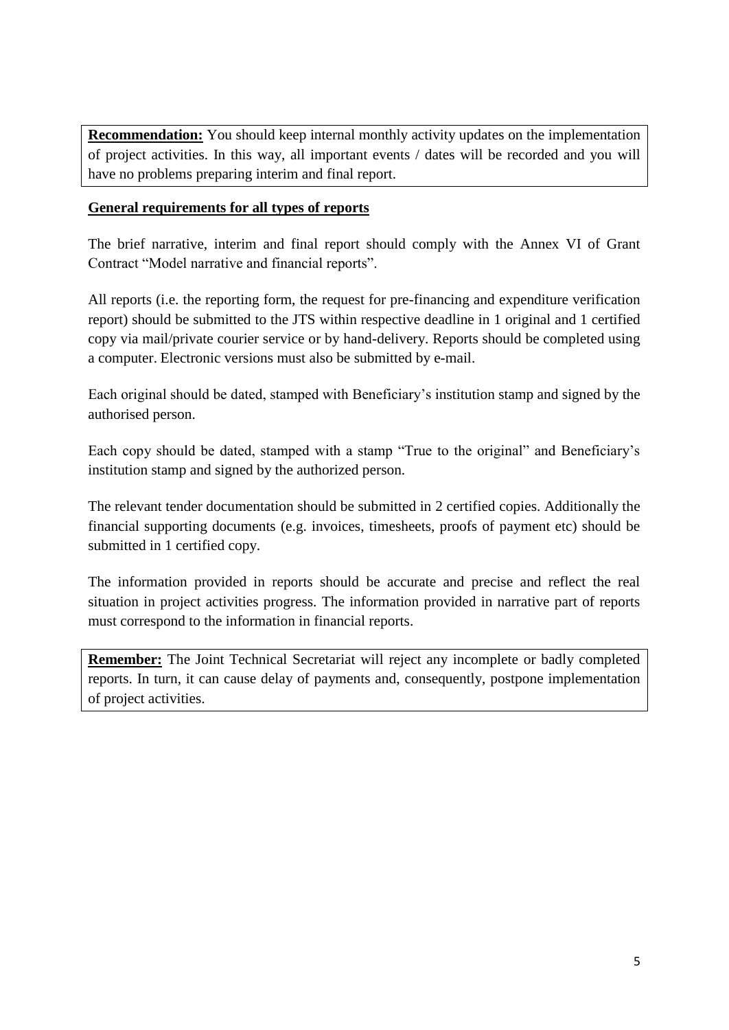**Recommendation:** You should keep internal monthly activity updates on the implementation of project activities. In this way, all important events / dates will be recorded and you will have no problems preparing interim and final report.

**General requirements for all types of reports**

The brief narrative, interim and final report should comply with the Annex VI of Grant Contract "Model narrative and financial reports".

All reports (i.e. the reporting form, the request for pre-financing and expenditure verification report) should be submitted to the JTS within respective deadline in 1 original and 1 certified copy via mail/private courier service or by hand-delivery. Reports should be completed using a computer. Electronic versions must also be submitted by e-mail.

Each original should be dated, stamped with Beneficiary's institution stamp and signed by the authorised person.

Each copy should be dated, stamped with a stamp "True to the original" and Beneficiary's institution stamp and signed by the authorized person.

The relevant tender documentation should be submitted in 2 certified copies. Additionally the financial supporting documents (e.g. invoices, timesheets, proofs of payment etc) should be submitted in 1 certified copy.

The information provided in reports should be accurate and precise and reflect the real situation in project activities progress. The information provided in narrative part of reports must correspond to the information in financial reports.

**Remember:** The Joint Technical Secretariat will reject any incomplete or badly completed reports. In turn, it can cause delay of payments and, consequently, postpone implementation of project activities.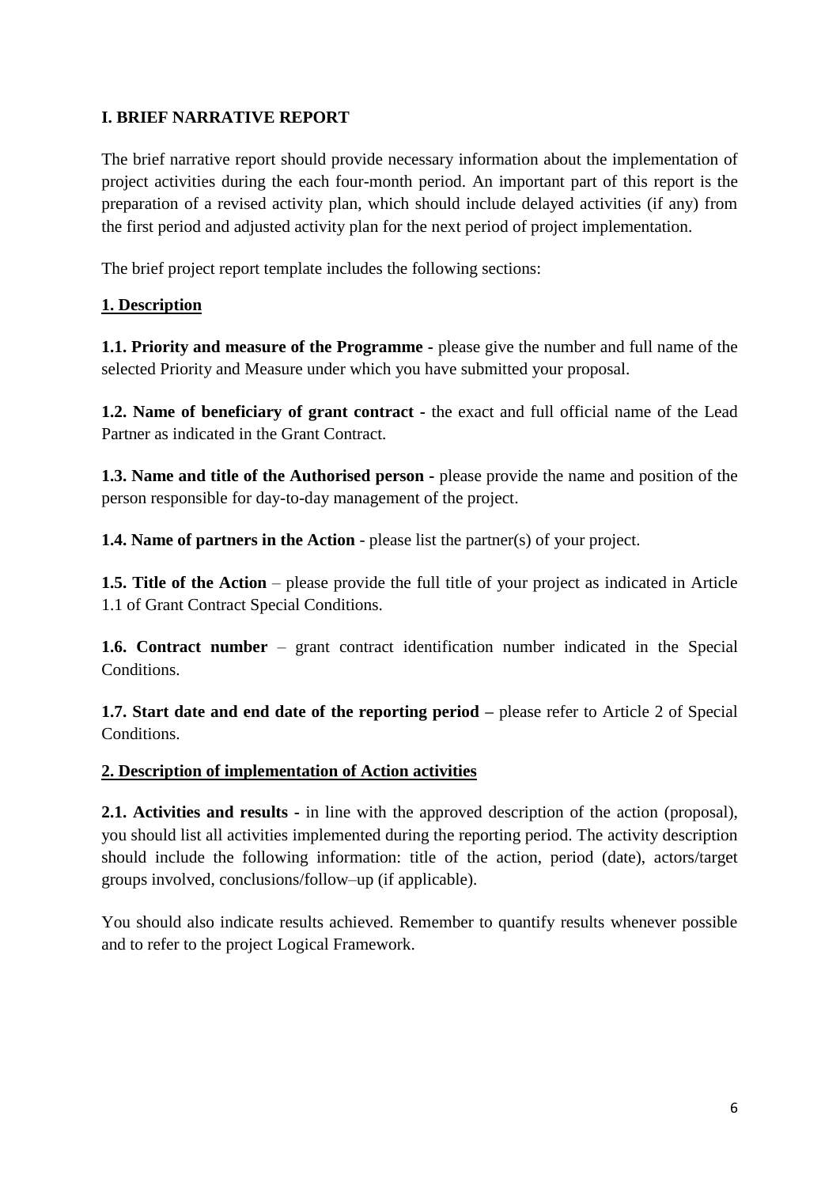## I. BRIEF NARRATIVE REPORT

The brief narrative report should provide necessary information about the implementation of project activities during the each four-month period. An important part of this report is the preparation of a revised activity plan, which should include delayed activities (if any) from the first period and adjusted activity plan for the next period of project implementation.

The brief project report template includes the following sections:

### 1. Description

**1.1. Priority and measure of the Programme -** please give the number and full name of the selected Priority and Measure under which you have submitted your proposal.

**1.2. Name of beneficiary of grant contract -** the exact and full official name of the Lead Partner as indicated in the Grant Contract.

**1.3. Name and title of the Authorised person -** please provide the name and position of the person responsible for day-to-day management of the project.

**1.4. Name of partners in the Action** - please list the partner(s) of your project.

**1.5. Title of the Action** – please provide the full title of your project as indicated in Article 1.1 of Grant Contract Special Conditions.

**1.6. Contract number** – grant contract identification number indicated in the Special Conditions.

**1.7. Start date and end date of the reporting period –** please refer to Article 2 of Special Conditions.

### 2. Description of implementation of Action activities

**2.1. Activities and results -** in line with the approved description of the action (proposal), you should list all activities implemented during the reporting period. The activity description should include the following information: title of the action, period (date), actors/target groups involved, conclusions/follow–up (if applicable).

You should also indicate results achieved. Remember to quantify results whenever possible and to refer to the project Logical Framework.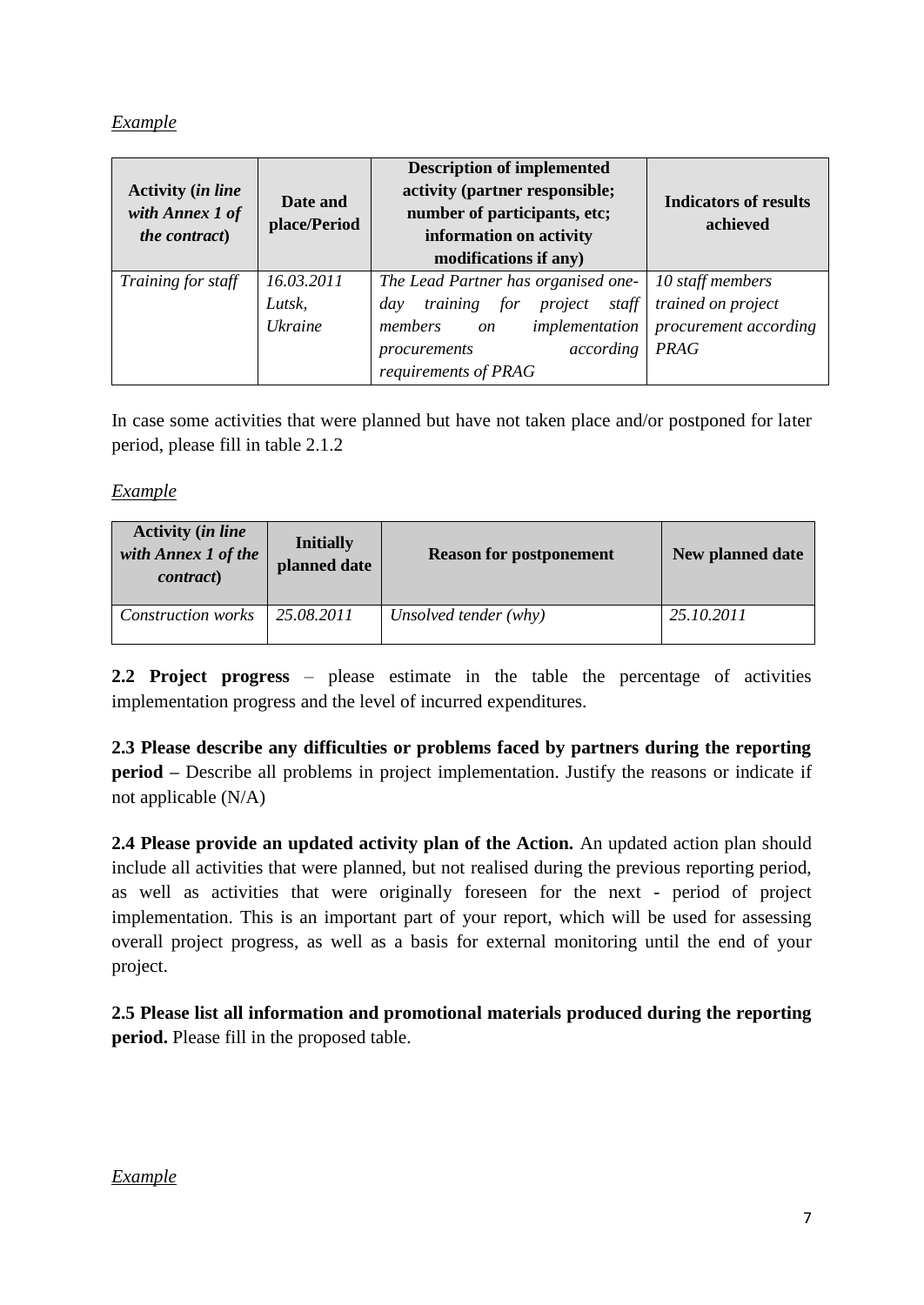*Example*

| **Activity (*in line with Annex 1 of the contract*)** | **Date and place/Period** | **Description of implemented activity (partner responsible; number of participants, etc; information on activity modifications if any)** | **Indicators of results achieved** |
|---|---|---|---|
| *Training for staff* | *16.03.2011 Lutsk, Ukraine* | *The Lead Partner has organised one-day training for project staff members on implementation procurements according requirements of PRAG* | *10 staff members trained on project procurement according PRAG* |

In case some activities that were planned but have not taken place and/or postponed for later period, please fill in table 2.1.2

*Example*

| **Activity (*in line with Annex 1 of the contract*)** | **Initially planned date** | **Reason for postponement** | **New planned date** |
|---|---|---|---|
| *Construction works* | *25.08.2011* | *Unsolved tender (why)* | *25.10.2011* |

**2.2 Project progress** – please estimate in the table the percentage of activities implementation progress and the level of incurred expenditures.

**2.3 Please describe any difficulties or problems faced by partners during the reporting period –** Describe all problems in project implementation. Justify the reasons or indicate if not applicable (N/A)

**2.4 Please provide an updated activity plan of the Action.** An updated action plan should include all activities that were planned, but not realised during the previous reporting period, as well as activities that were originally foreseen for the next - period of project implementation. This is an important part of your report, which will be used for assessing overall project progress, as well as a basis for external monitoring until the end of your project.

**2.5 Please list all information and promotional materials produced during the reporting period.** Please fill in the proposed table.

*Example*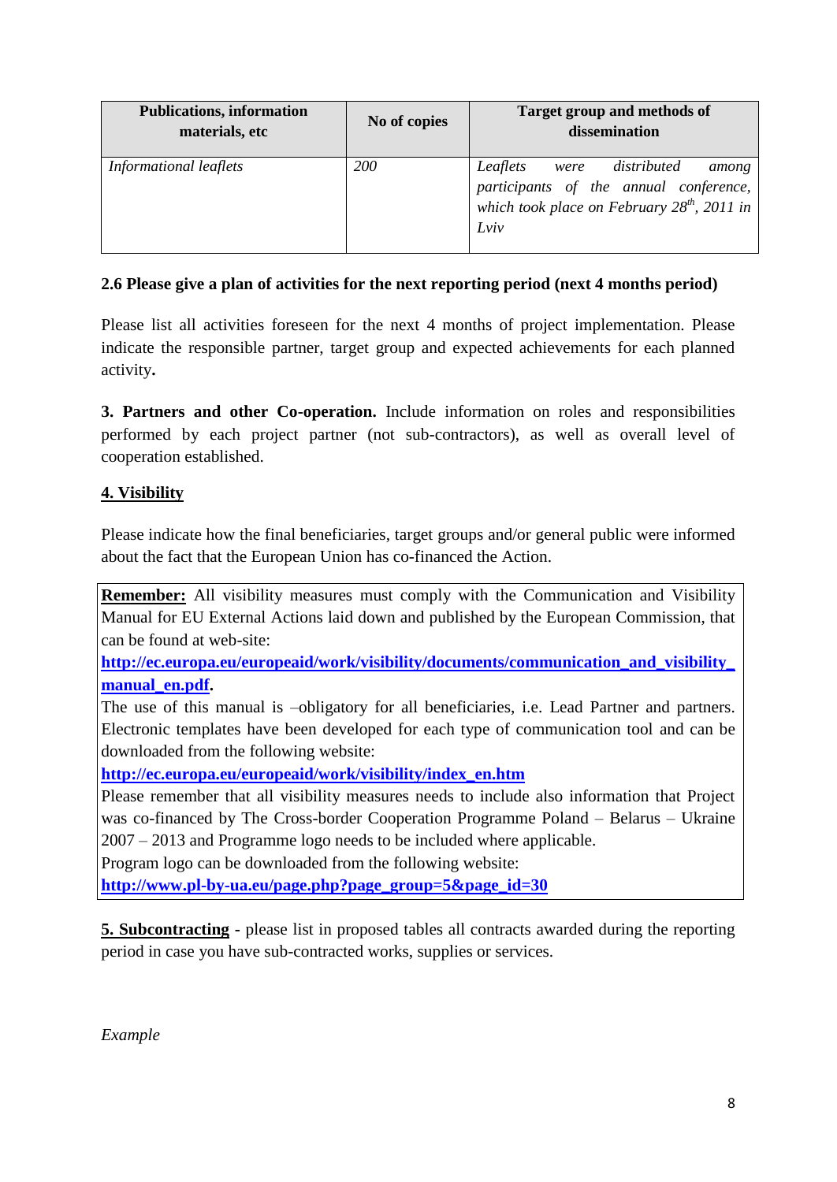| Publications, information materials, etc | No of copies | Target group and methods of dissemination |
|---|---|---|
| *Informational leaflets* | *200* | *Leaflets were distributed among participants of the annual conference, which took place on February 28th, 2011 in Lviv* |

**2.6 Please give a plan of activities for the next reporting period (next 4 months period)**

Please list all activities foreseen for the next 4 months of project implementation. Please indicate the responsible partner, target group and expected achievements for each planned activity**.**

**3. Partners and other Co-operation.** Include information on roles and responsibilities performed by each project partner (not sub-contractors), as well as overall level of cooperation established.

**4. Visibility**

Please indicate how the final beneficiaries, target groups and/or general public were informed about the fact that the European Union has co-financed the Action.

> **Remember:** All visibility measures must comply with the Communication and Visibility Manual for EU External Actions laid down and published by the European Commission, that can be found at web-site:
> **http://ec.europa.eu/europeaid/work/visibility/documents/communication_and_visibility_manual_en.pdf.**
> The use of this manual is –obligatory for all beneficiaries, i.e. Lead Partner and partners. Electronic templates have been developed for each type of communication tool and can be downloaded from the following website:
> **http://ec.europa.eu/europeaid/work/visibility/index_en.htm**
> Please remember that all visibility measures needs to include also information that Project was co-financed by The Cross-border Cooperation Programme Poland – Belarus – Ukraine 2007 – 2013 and Programme logo needs to be included where applicable.
> Program logo can be downloaded from the following website:
> **http://www.pl-by-ua.eu/page.php?page_group=5&page_id=30**

**5. Subcontracting** - please list in proposed tables all contracts awarded during the reporting period in case you have sub-contracted works, supplies or services.

*Example*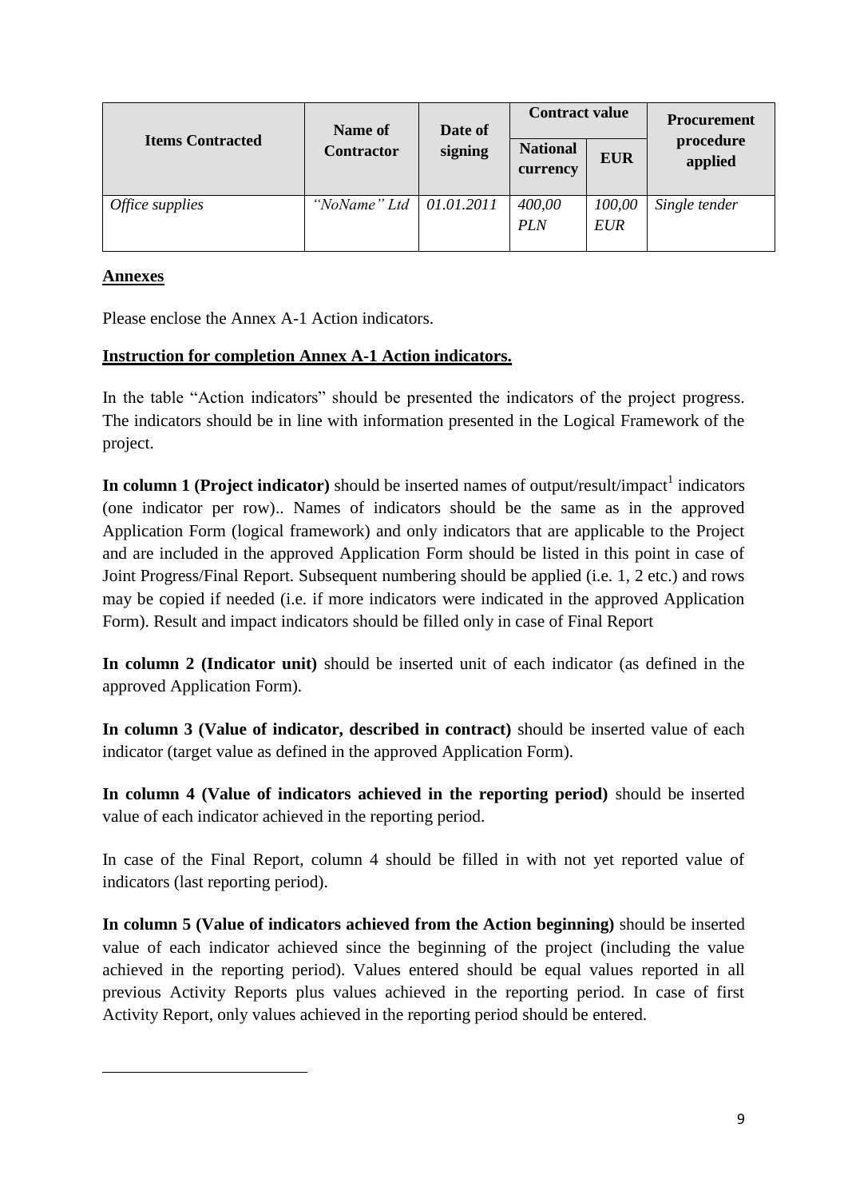| Items Contracted | Name of Contractor | Date of signing | Contract value | | Procurement procedure applied |
|---|---|---|---|---|---|
| | | | National currency | EUR | |
| *Office supplies* | *"NoName" Ltd* | *01.01.2011* | *400,00 PLN* | *100,00 EUR* | *Single tender* |

**Annexes**

Please enclose the Annex A-1 Action indicators.

**Instruction for completion Annex A-1 Action indicators.**

In the table "Action indicators" should be presented the indicators of the project progress. The indicators should be in line with information presented in the Logical Framework of the project.

**In column 1 (Project indicator)** should be inserted names of output/result/impact[1] indicators (one indicator per row).. Names of indicators should be the same as in the approved Application Form (logical framework) and only indicators that are applicable to the Project and are included in the approved Application Form should be listed in this point in case of Joint Progress/Final Report. Subsequent numbering should be applied (i.e. 1, 2 etc.) and rows may be copied if needed (i.e. if more indicators were indicated in the approved Application Form). Result and impact indicators should be filled only in case of Final Report

**In column 2 (Indicator unit)** should be inserted unit of each indicator (as defined in the approved Application Form).

**In column 3 (Value of indicator, described in contract)** should be inserted value of each indicator (target value as defined in the approved Application Form).

**In column 4 (Value of indicators achieved in the reporting period)** should be inserted value of each indicator achieved in the reporting period.

In case of the Final Report, column 4 should be filled in with not yet reported value of indicators (last reporting period).

**In column 5 (Value of indicators achieved from the Action beginning)** should be inserted value of each indicator achieved since the beginning of the project (including the value achieved in the reporting period). Values entered should be equal values reported in all previous Activity Reports plus values achieved in the reporting period. In case of first Activity Report, only values achieved in the reporting period should be entered.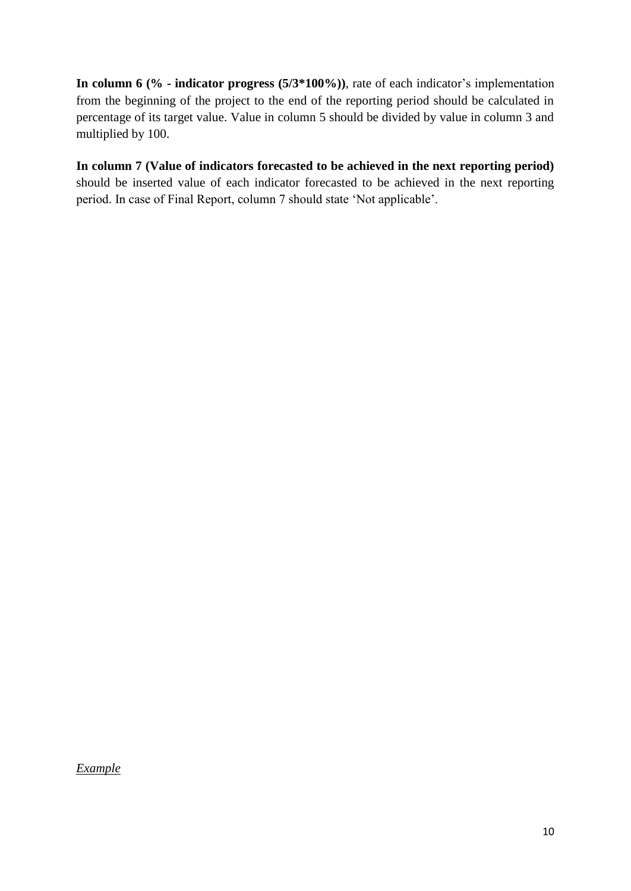**In column 6 (% - indicator progress (5/3*100%))**, rate of each indicator's implementation from the beginning of the project to the end of the reporting period should be calculated in percentage of its target value. Value in column 5 should be divided by value in column 3 and multiplied by 100.

**In column 7 (Value of indicators forecasted to be achieved in the next reporting period)** should be inserted value of each indicator forecasted to be achieved in the next reporting period. In case of Final Report, column 7 should state 'Not applicable'.

<u>*Example*</u>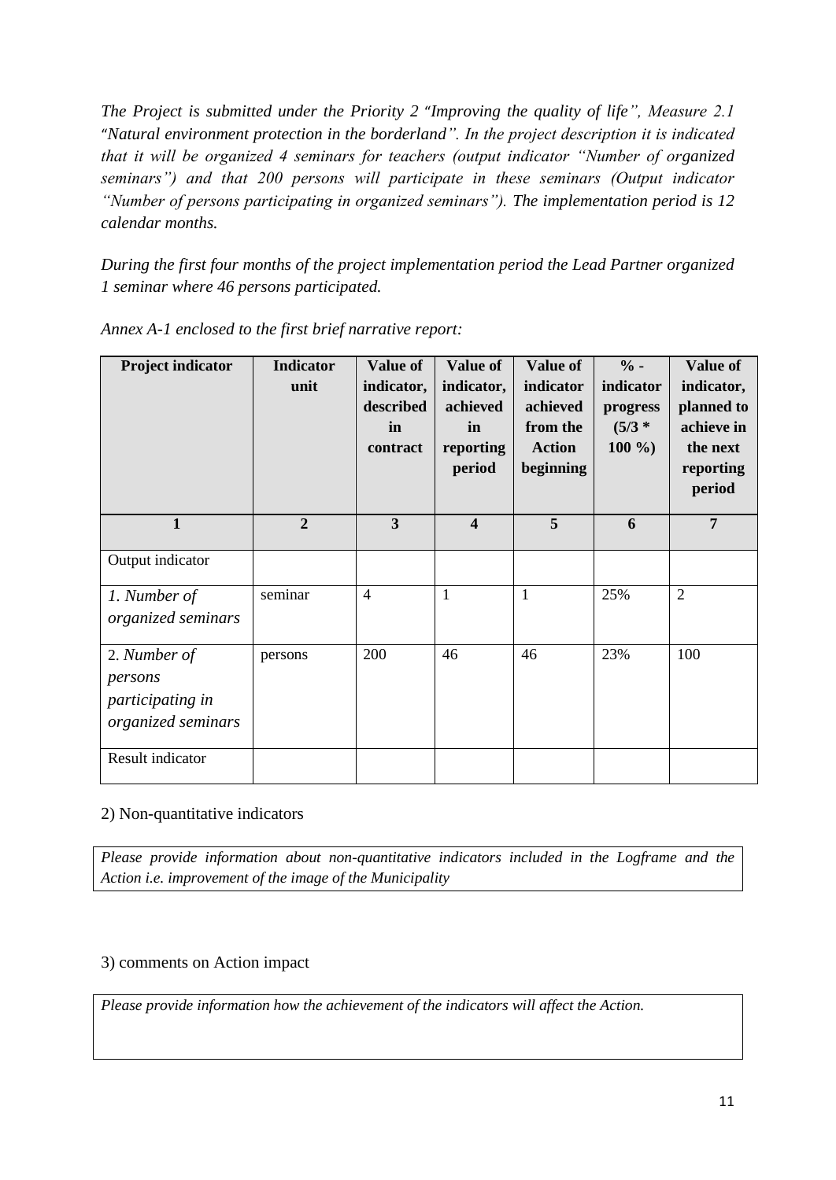*The Project is submitted under the Priority 2 "Improving the quality of life", Measure 2.1 "Natural environment protection in the borderland". In the project description it is indicated that it will be organized 4 seminars for teachers (output indicator "Number of organized seminars") and that 200 persons will participate in these seminars (Output indicator "Number of persons participating in organized seminars"). The implementation period is 12 calendar months.*

*During the first four months of the project implementation period the Lead Partner organized 1 seminar where 46 persons participated.*

*Annex A-1 enclosed to the first brief narrative report:*

| **Project indicator** | **Indicator unit** | **Value of indicator, described in contract** | **Value of indicator, achieved in reporting period** | **Value of indicator achieved from the Action beginning** | **% - indicator progress (5/3 * 100 %)** | **Value of indicator, planned to achieve in the next reporting period** |
|---|---|---|---|---|---|---|
| **1** | **2** | **3** | **4** | **5** | **6** | **7** |
| Output indicator | | | | | | |
| *1. Number of organized seminars* | seminar | 4 | 1 | 1 | 25% | 2 |
| 2. *Number of persons participating in organized seminars* | persons | 200 | 46 | 46 | 23% | 100 |
| Result indicator | | | | | | |

2) Non-quantitative indicators

*Please provide information about non-quantitative indicators included in the Logframe and the Action i.e. improvement of the image of the Municipality*

3) comments on Action impact

*Please provide information how the achievement of the indicators will affect the Action.*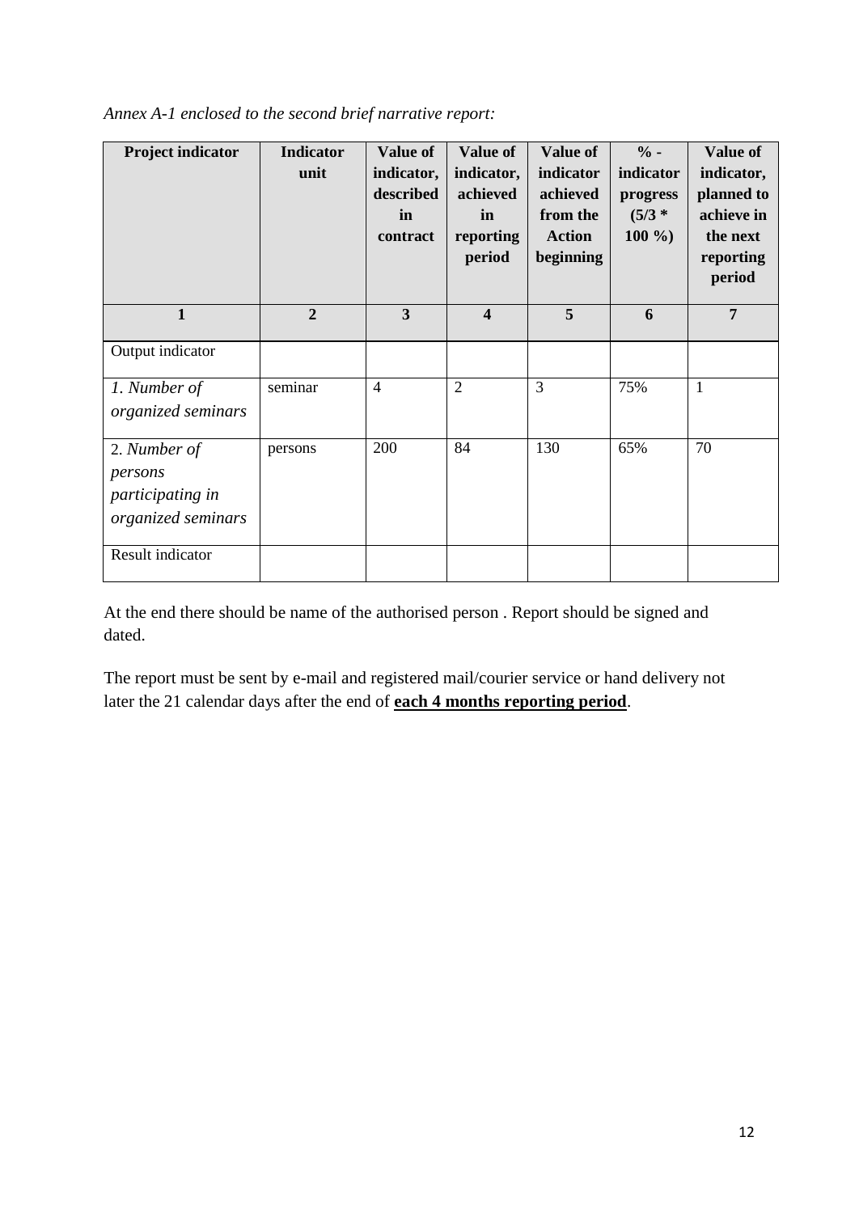*Annex A-1 enclosed to the second brief narrative report:*

| **Project indicator** | **Indicator unit** | **Value of indicator, described in contract** | **Value of indicator, achieved in reporting period** | **Value of indicator achieved from the Action beginning** | **% - indicator progress (5/3 * 100 %)** | **Value of indicator, planned to achieve in the next reporting period** |
|---|---|---|---|---|---|---|
| **1** | **2** | **3** | **4** | **5** | **6** | **7** |
| Output indicator | | | | | | |
| *1. Number of organized seminars* | seminar | 4 | 2 | 3 | 75% | 1 |
| 2. *Number of persons participating in organized seminars* | persons | 200 | 84 | 130 | 65% | 70 |
| Result indicator | | | | | | |

At the end there should be name of the authorised person . Report should be signed and dated.

The report must be sent by e-mail and registered mail/courier service or hand delivery not later the 21 calendar days after the end of **each 4 months reporting period**.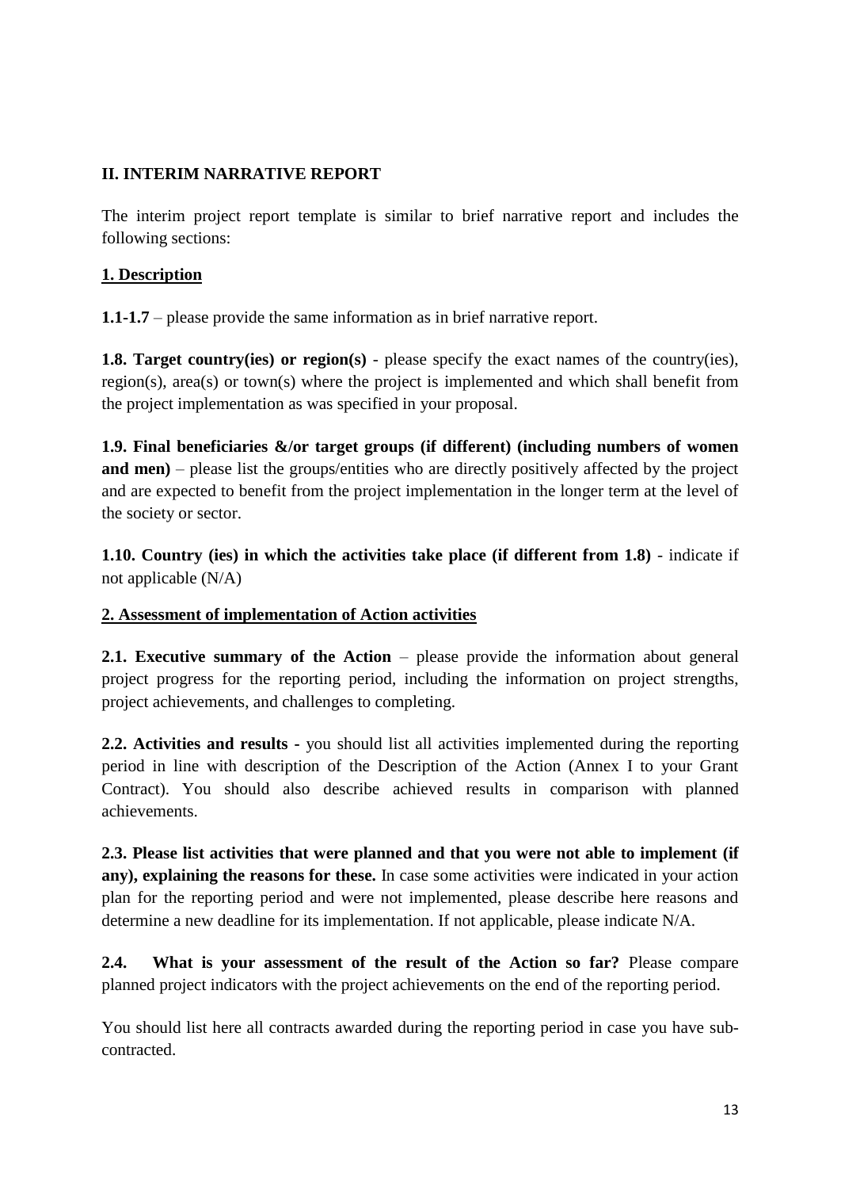## II. INTERIM NARRATIVE REPORT

The interim project report template is similar to brief narrative report and includes the following sections:

### 1. Description

**1.1-1.7** – please provide the same information as in brief narrative report.

**1.8. Target country(ies) or region(s)** - please specify the exact names of the country(ies), region(s), area(s) or town(s) where the project is implemented and which shall benefit from the project implementation as was specified in your proposal.

**1.9. Final beneficiaries &/or target groups (if different) (including numbers of women and men)** – please list the groups/entities who are directly positively affected by the project and are expected to benefit from the project implementation in the longer term at the level of the society or sector.

**1.10. Country (ies) in which the activities take place (if different from 1.8)** - indicate if not applicable (N/A)

### 2. Assessment of implementation of Action activities

**2.1. Executive summary of the Action** – please provide the information about general project progress for the reporting period, including the information on project strengths, project achievements, and challenges to completing.

**2.2. Activities and results** - you should list all activities implemented during the reporting period in line with description of the Description of the Action (Annex I to your Grant Contract). You should also describe achieved results in comparison with planned achievements.

**2.3. Please list activities that were planned and that you were not able to implement (if any), explaining the reasons for these.** In case some activities were indicated in your action plan for the reporting period and were not implemented, please describe here reasons and determine a new deadline for its implementation. If not applicable, please indicate N/A.

**2.4. What is your assessment of the result of the Action so far?** Please compare planned project indicators with the project achievements on the end of the reporting period.

You should list here all contracts awarded during the reporting period in case you have sub-contracted.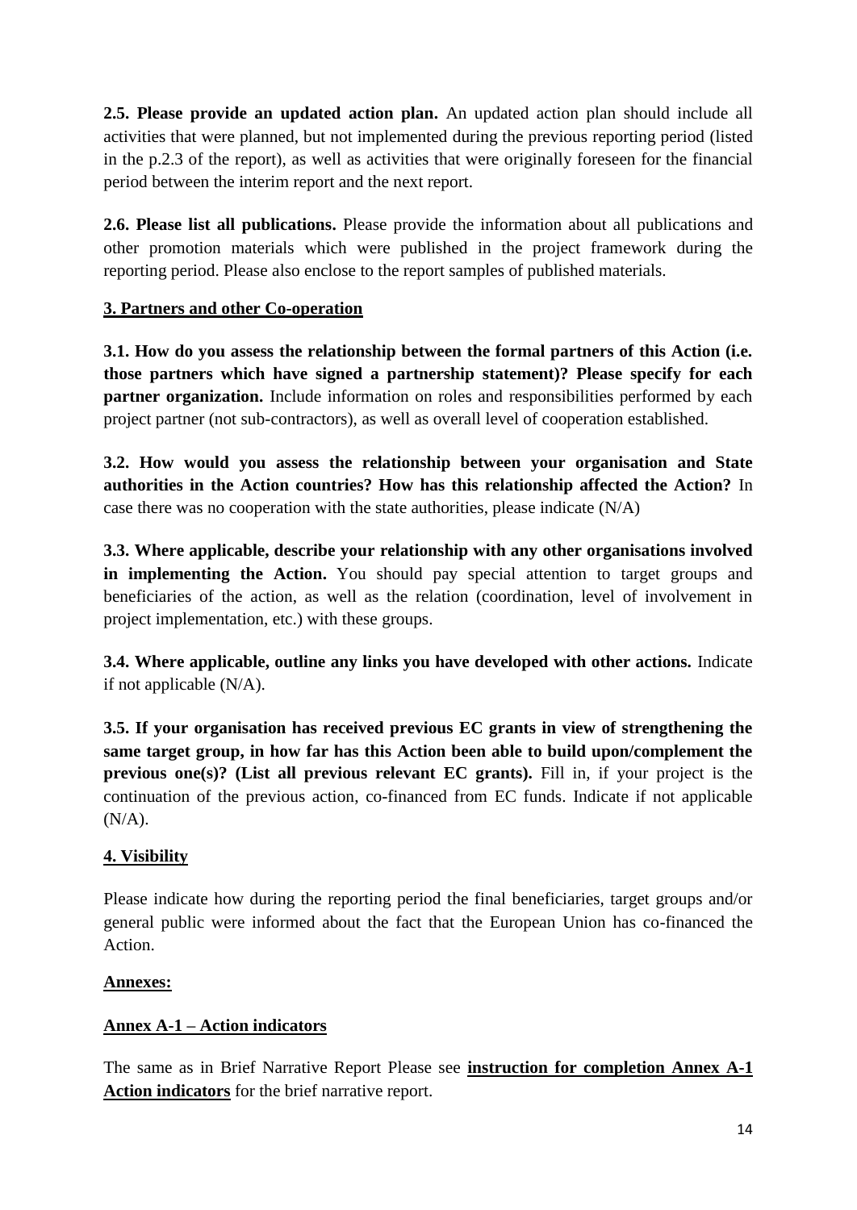**2.5. Please provide an updated action plan.** An updated action plan should include all activities that were planned, but not implemented during the previous reporting period (listed in the p.2.3 of the report), as well as activities that were originally foreseen for the financial period between the interim report and the next report.

**2.6. Please list all publications.** Please provide the information about all publications and other promotion materials which were published in the project framework during the reporting period. Please also enclose to the report samples of published materials.

## 3. Partners and other Co-operation

**3.1. How do you assess the relationship between the formal partners of this Action (i.e. those partners which have signed a partnership statement)? Please specify for each partner organization.** Include information on roles and responsibilities performed by each project partner (not sub-contractors), as well as overall level of cooperation established.

**3.2. How would you assess the relationship between your organisation and State authorities in the Action countries? How has this relationship affected the Action?** In case there was no cooperation with the state authorities, please indicate (N/A)

**3.3. Where applicable, describe your relationship with any other organisations involved in implementing the Action.** You should pay special attention to target groups and beneficiaries of the action, as well as the relation (coordination, level of involvement in project implementation, etc.) with these groups.

**3.4. Where applicable, outline any links you have developed with other actions.** Indicate if not applicable (N/A).

**3.5. If your organisation has received previous EC grants in view of strengthening the same target group, in how far has this Action been able to build upon/complement the previous one(s)? (List all previous relevant EC grants).** Fill in, if your project is the continuation of the previous action, co-financed from EC funds. Indicate if not applicable (N/A).

## 4. Visibility

Please indicate how during the reporting period the final beneficiaries, target groups and/or general public were informed about the fact that the European Union has co-financed the Action.

## Annexes:

### Annex A-1 – Action indicators

The same as in Brief Narrative Report Please see **instruction for completion Annex A-1 Action indicators** for the brief narrative report.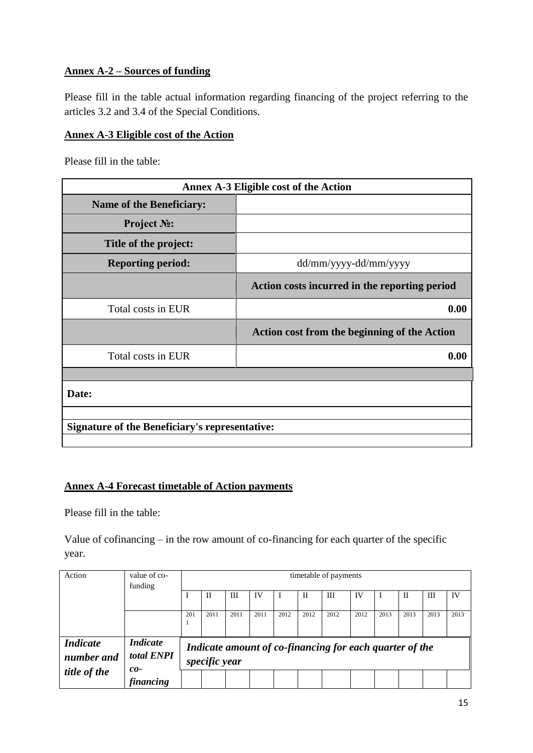**Annex A-2 – Sources of funding**

Please fill in the table actual information regarding financing of the project referring to the articles 3.2 and 3.4 of the Special Conditions.

**Annex A-3 Eligible cost of the Action**

Please fill in the table:

| **Annex A-3 Eligible cost of the Action** | |
|---|---|
| **Name of the Beneficiary:** | |
| **Project №:** | |
| **Title of the project:** | |
| **Reporting period:** | dd/mm/yyyy-dd/mm/yyyy |
| | **Action costs incurred in the reporting period** |
| Total costs in EUR | **0.00** |
| | **Action cost from the beginning of the Action** |
| Total costs in EUR | **0.00** |
| | |
| **Date:** | |
| | |
| **Signature of the Beneficiary's representative:** | |
| | |

**Annex A-4 Forecast timetable of Action payments**

Please fill in the table:

Value of cofinancing – in the row amount of co-financing for each quarter of the specific year.

| Action | value of co-funding | timetable of payments | | | | | | | | | | | |
|---|---|---|---|---|---|---|---|---|---|---|---|---|---|
| | | I | II | III | IV | I | II | III | IV | I | II | III | IV |
| | | 2011 | 2011 | 2011 | 2011 | 2012 | 2012 | 2012 | 2012 | 2013 | 2013 | 2013 | 2013 |
| ***Indicate number and title of the*** | ***Indicate total ENPI co-financing*** | ***Indicate amount of co-financing for each quarter of the specific year*** | | | | | | | | | | | |
| | | | | | | | | | | | | | |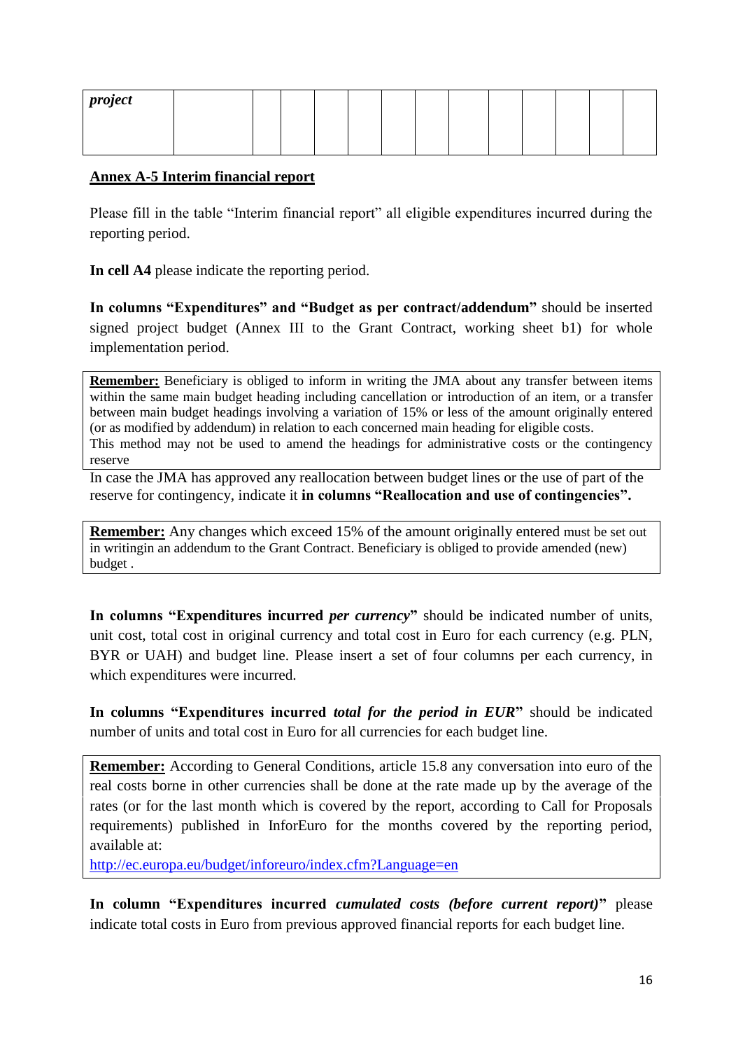| project | | | | | | | | | | | | | |
|---|---|---|---|---|---|---|---|---|---|---|---|---|---|

**Annex A-5 Interim financial report**

Please fill in the table "Interim financial report" all eligible expenditures incurred during the reporting period.

**In cell A4** please indicate the reporting period.

**In columns "Expenditures" and "Budget as per contract/addendum"** should be inserted signed project budget (Annex III to the Grant Contract, working sheet b1) for whole implementation period.

> **Remember:** Beneficiary is obliged to inform in writing the JMA about any transfer between items within the same main budget heading including cancellation or introduction of an item, or a transfer between main budget headings involving a variation of 15% or less of the amount originally entered (or as modified by addendum) in relation to each concerned main heading for eligible costs.
> This method may not be used to amend the headings for administrative costs or the contingency reserve

In case the JMA has approved any reallocation between budget lines or the use of part of the reserve for contingency, indicate it **in columns "Reallocation and use of contingencies".**

> **Remember:** Any changes which exceed 15% of the amount originally entered must be set out in writingin an addendum to the Grant Contract. Beneficiary is obliged to provide amended (new) budget .

**In columns "Expenditures incurred *per currency*"** should be indicated number of units, unit cost, total cost in original currency and total cost in Euro for each currency (e.g. PLN, BYR or UAH) and budget line. Please insert a set of four columns per each currency, in which expenditures were incurred.

**In columns "Expenditures incurred *total for the period in EUR*"** should be indicated number of units and total cost in Euro for all currencies for each budget line.

> **Remember:** According to General Conditions, article 15.8 any conversation into euro of the real costs borne in other currencies shall be done at the rate made up by the average of the rates (or for the last month which is covered by the report, according to Call for Proposals requirements) published in InforEuro for the months covered by the reporting period, available at:
> http://ec.europa.eu/budget/inforeuro/index.cfm?Language=en

**In column "Expenditures incurred *cumulated costs (before current report)*"** please indicate total costs in Euro from previous approved financial reports for each budget line.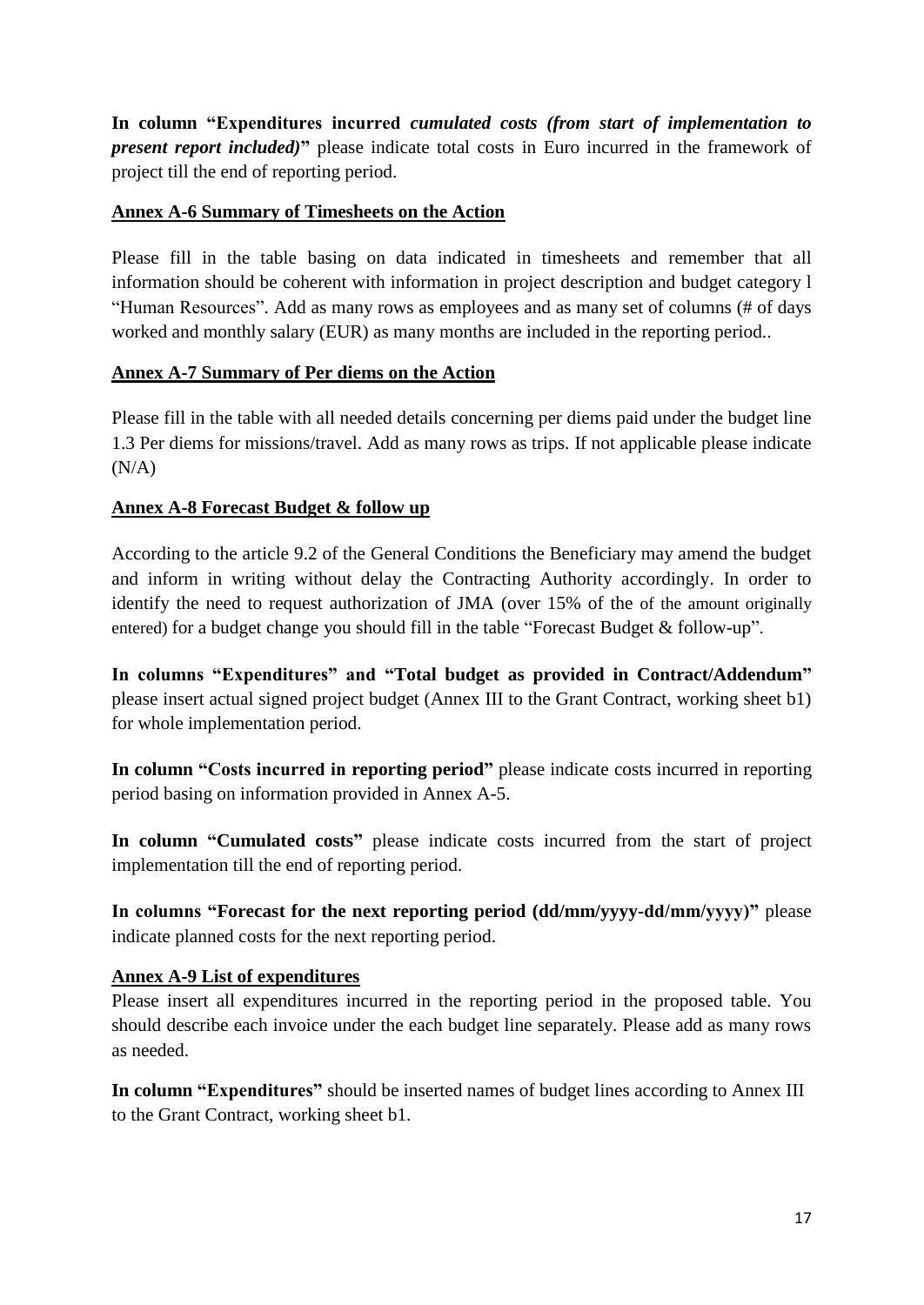**In column "Expenditures incurred *cumulated costs (from start of implementation to present report included)*"** please indicate total costs in Euro incurred in the framework of project till the end of reporting period.

**<u>Annex A-6 Summary of Timesheets on the Action</u>**

Please fill in the table basing on data indicated in timesheets and remember that all information should be coherent with information in project description and budget category l "Human Resources". Add as many rows as employees and as many set of columns (# of days worked and monthly salary (EUR) as many months are included in the reporting period..

**<u>Annex A-7 Summary of Per diems on the Action</u>**

Please fill in the table with all needed details concerning per diems paid under the budget line 1.3 Per diems for missions/travel. Add as many rows as trips. If not applicable please indicate (N/A)

**<u>Annex A-8 Forecast Budget & follow up</u>**

According to the article 9.2 of the General Conditions the Beneficiary may amend the budget and inform in writing without delay the Contracting Authority accordingly. In order to identify the need to request authorization of JMA (over 15% of the of the amount originally entered) for a budget change you should fill in the table "Forecast Budget & follow-up".

**In columns "Expenditures" and "Total budget as provided in Contract/Addendum"** please insert actual signed project budget (Annex III to the Grant Contract, working sheet b1) for whole implementation period.

**In column "Costs incurred in reporting period"** please indicate costs incurred in reporting period basing on information provided in Annex A-5.

**In column "Cumulated costs"** please indicate costs incurred from the start of project implementation till the end of reporting period.

**In columns "Forecast for the next reporting period (dd/mm/yyyy-dd/mm/yyyy)"** please indicate planned costs for the next reporting period.

**<u>Annex A-9 List of expenditures</u>**

Please insert all expenditures incurred in the reporting period in the proposed table. You should describe each invoice under the each budget line separately. Please add as many rows as needed.

**In column "Expenditures"** should be inserted names of budget lines according to Annex III to the Grant Contract, working sheet b1.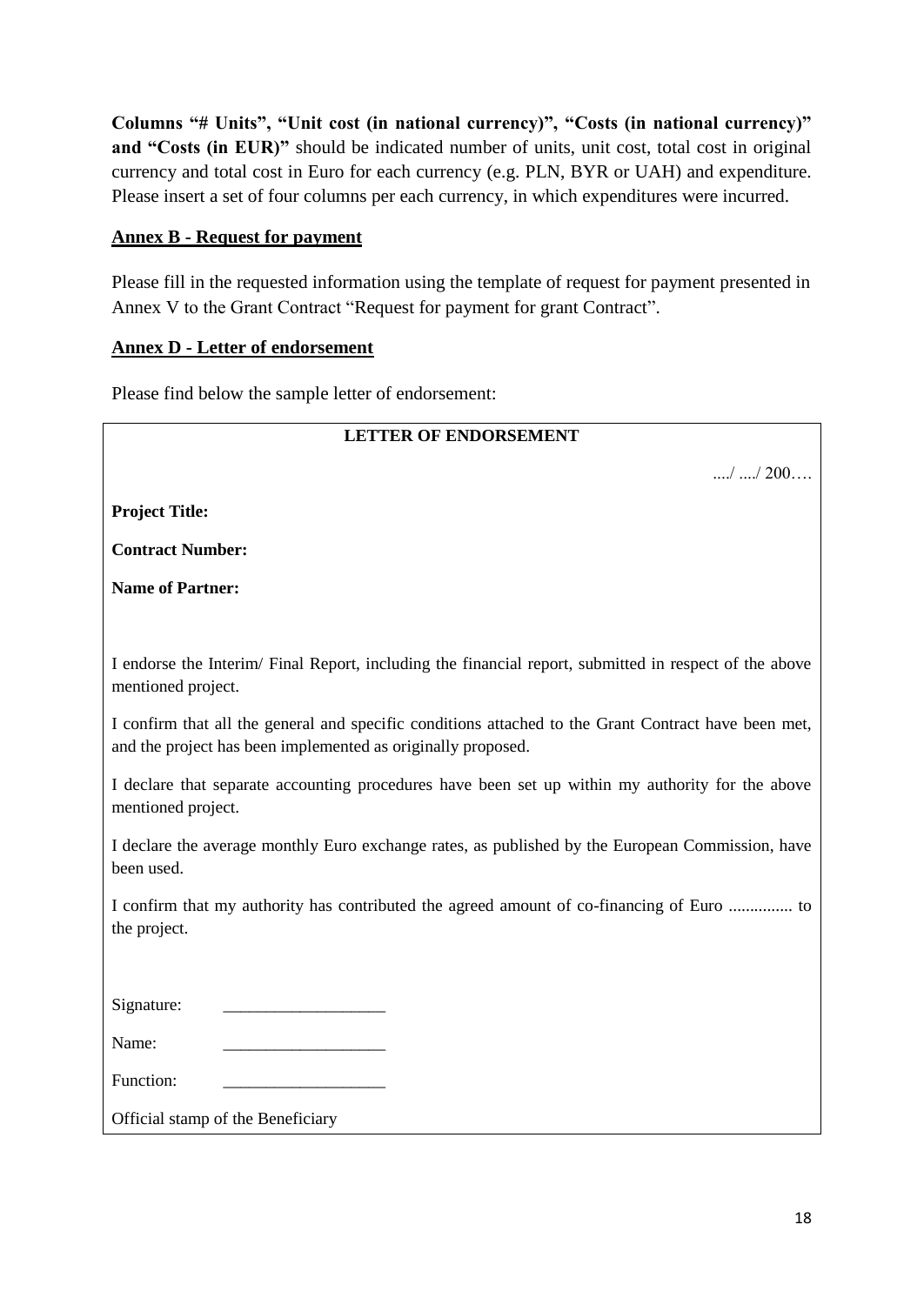**Columns "# Units", "Unit cost (in national currency)", "Costs (in national currency)" and "Costs (in EUR)"** should be indicated number of units, unit cost, total cost in original currency and total cost in Euro for each currency (e.g. PLN, BYR or UAH) and expenditure. Please insert a set of four columns per each currency, in which expenditures were incurred.

**Annex B - Request for payment**

Please fill in the requested information using the template of request for payment presented in Annex V to the Grant Contract "Request for payment for grant Contract".

**Annex D - Letter of endorsement**

Please find below the sample letter of endorsement:

**LETTER OF ENDORSEMENT**

..../ ..../ 200….

**Project Title:**

**Contract Number:**

**Name of Partner:**

I endorse the Interim/ Final Report, including the financial report, submitted in respect of the above mentioned project.

I confirm that all the general and specific conditions attached to the Grant Contract have been met, and the project has been implemented as originally proposed.

I declare that separate accounting procedures have been set up within my authority for the above mentioned project.

I declare the average monthly Euro exchange rates, as published by the European Commission, have been used.

I confirm that my authority has contributed the agreed amount of co-financing of Euro ............... to the project.

Signature: ___________________

Name: ___________________

Function: ___________________

Official stamp of the Beneficiary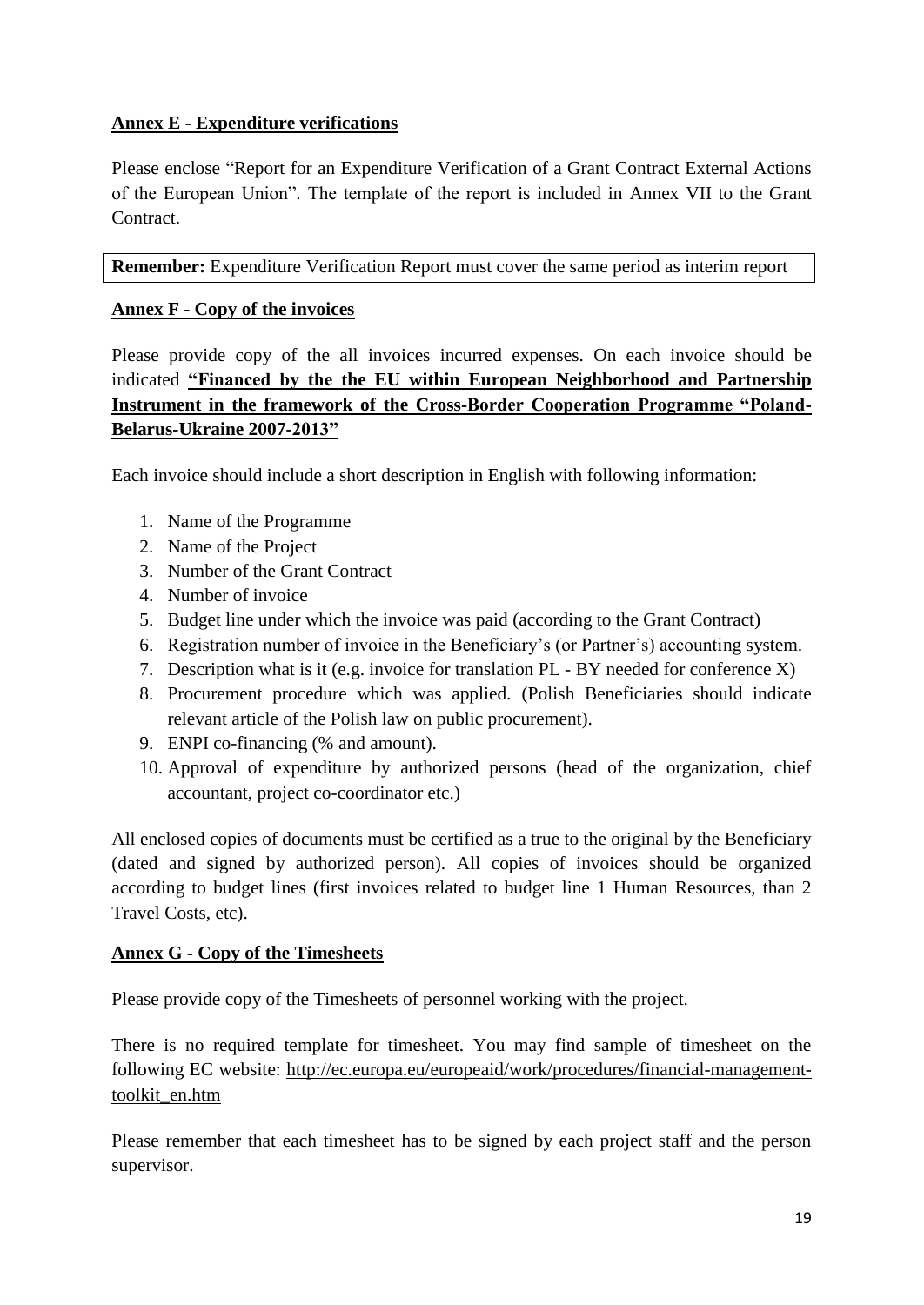**Annex E - Expenditure verifications**

Please enclose "Report for an Expenditure Verification of a Grant Contract External Actions of the European Union". The template of the report is included in Annex VII to the Grant Contract.

**Remember:** Expenditure Verification Report must cover the same period as interim report

**Annex F - Copy of the invoices**

Please provide copy of the all invoices incurred expenses. On each invoice should be indicated **"Financed by the the EU within European Neighborhood and Partnership Instrument in the framework of the Cross-Border Cooperation Programme "Poland-Belarus-Ukraine 2007-2013"**

Each invoice should include a short description in English with following information:

1. Name of the Programme
2. Name of the Project
3. Number of the Grant Contract
4. Number of invoice
5. Budget line under which the invoice was paid (according to the Grant Contract)
6. Registration number of invoice in the Beneficiary's (or Partner's) accounting system.
7. Description what is it (e.g. invoice for translation PL - BY needed for conference X)
8. Procurement procedure which was applied. (Polish Beneficiaries should indicate relevant article of the Polish law on public procurement).
9. ENPI co-financing (% and amount).
10. Approval of expenditure by authorized persons (head of the organization, chief accountant, project co-coordinator etc.)

All enclosed copies of documents must be certified as a true to the original by the Beneficiary (dated and signed by authorized person). All copies of invoices should be organized according to budget lines (first invoices related to budget line 1 Human Resources, than 2 Travel Costs, etc).

**Annex G - Copy of the Timesheets**

Please provide copy of the Timesheets of personnel working with the project.

There is no required template for timesheet. You may find sample of timesheet on the following EC website: http://ec.europa.eu/europeaid/work/procedures/financial-management-toolkit_en.htm

Please remember that each timesheet has to be signed by each project staff and the person supervisor.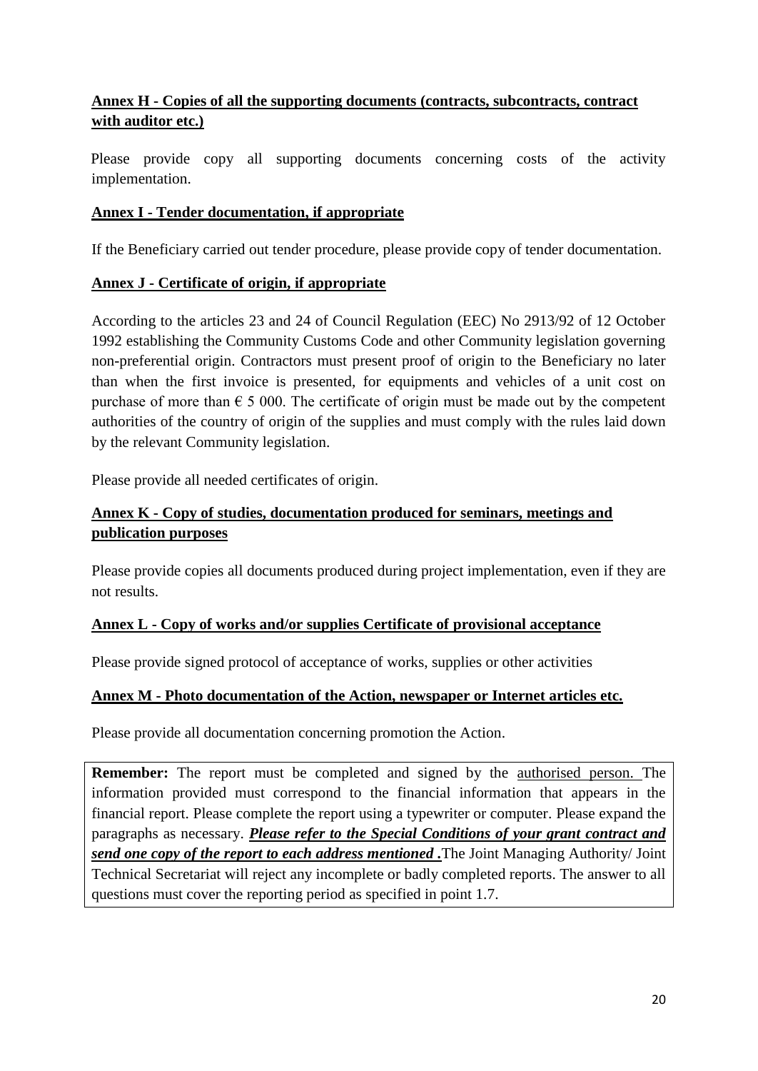**Annex H - Copies of all the supporting documents (contracts, subcontracts, contract with auditor etc.)**

Please provide copy all supporting documents concerning costs of the activity implementation.

**Annex I - Tender documentation, if appropriate**

If the Beneficiary carried out tender procedure, please provide copy of tender documentation.

**Annex J - Certificate of origin, if appropriate**

According to the articles 23 and 24 of Council Regulation (EEC) No 2913/92 of 12 October 1992 establishing the Community Customs Code and other Community legislation governing non-preferential origin. Contractors must present proof of origin to the Beneficiary no later than when the first invoice is presented, for equipments and vehicles of a unit cost on purchase of more than € 5 000. The certificate of origin must be made out by the competent authorities of the country of origin of the supplies and must comply with the rules laid down by the relevant Community legislation.

Please provide all needed certificates of origin.

**Annex K - Copy of studies, documentation produced for seminars, meetings and publication purposes**

Please provide copies all documents produced during project implementation, even if they are not results.

**Annex L - Copy of works and/or supplies Certificate of provisional acceptance**

Please provide signed protocol of acceptance of works, supplies or other activities

**Annex M - Photo documentation of the Action, newspaper or Internet articles etc.**

Please provide all documentation concerning promotion the Action.

> **Remember:** The report must be completed and signed by the authorised person. The information provided must correspond to the financial information that appears in the financial report. Please complete the report using a typewriter or computer. Please expand the paragraphs as necessary. ***Please refer to the Special Conditions of your grant contract and send one copy of the report to each address mentioned*** **.** The Joint Managing Authority/ Joint Technical Secretariat will reject any incomplete or badly completed reports. The answer to all questions must cover the reporting period as specified in point 1.7.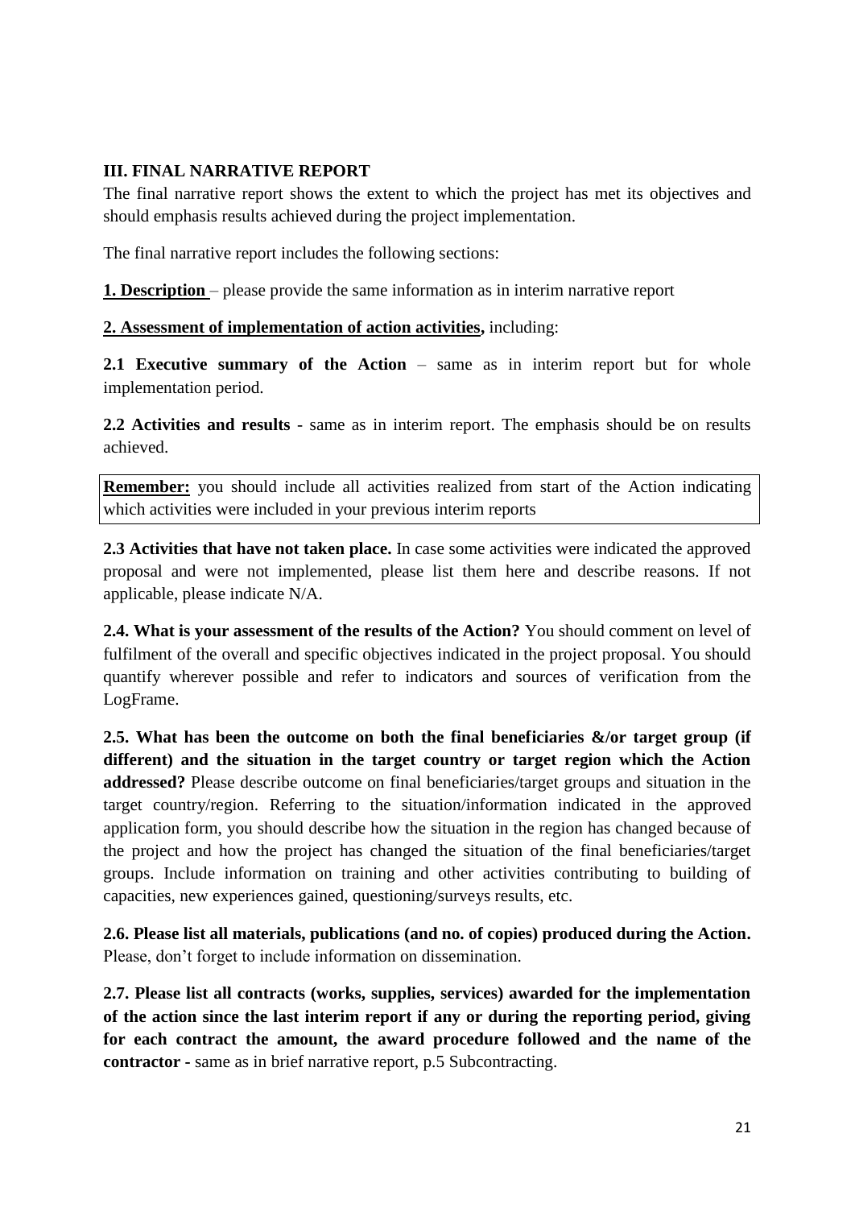## III. FINAL NARRATIVE REPORT

The final narrative report shows the extent to which the project has met its objectives and should emphasis results achieved during the project implementation.

The final narrative report includes the following sections:

**1. Description** – please provide the same information as in interim narrative report

**2. Assessment of implementation of action activities,** including:

**2.1 Executive summary of the Action** – same as in interim report but for whole implementation period.

**2.2 Activities and results** - same as in interim report. The emphasis should be on results achieved.

> **Remember:** you should include all activities realized from start of the Action indicating which activities were included in your previous interim reports

**2.3 Activities that have not taken place.** In case some activities were indicated the approved proposal and were not implemented, please list them here and describe reasons. If not applicable, please indicate N/A.

**2.4. What is your assessment of the results of the Action?** You should comment on level of fulfilment of the overall and specific objectives indicated in the project proposal. You should quantify wherever possible and refer to indicators and sources of verification from the LogFrame.

**2.5. What has been the outcome on both the final beneficiaries &/or target group (if different) and the situation in the target country or target region which the Action addressed?** Please describe outcome on final beneficiaries/target groups and situation in the target country/region. Referring to the situation/information indicated in the approved application form, you should describe how the situation in the region has changed because of the project and how the project has changed the situation of the final beneficiaries/target groups. Include information on training and other activities contributing to building of capacities, new experiences gained, questioning/surveys results, etc.

**2.6. Please list all materials, publications (and no. of copies) produced during the Action.** Please, don't forget to include information on dissemination.

**2.7. Please list all contracts (works, supplies, services) awarded for the implementation of the action since the last interim report if any or during the reporting period, giving for each contract the amount, the award procedure followed and the name of the contractor -** same as in brief narrative report, p.5 Subcontracting.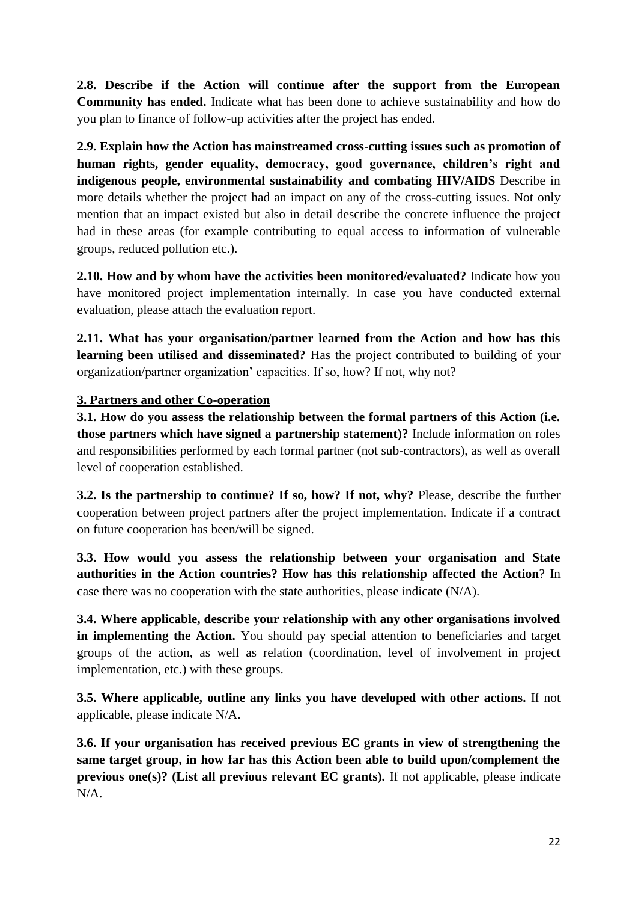**2.8. Describe if the Action will continue after the support from the European Community has ended.** Indicate what has been done to achieve sustainability and how do you plan to finance of follow-up activities after the project has ended.

**2.9. Explain how the Action has mainstreamed cross-cutting issues such as promotion of human rights, gender equality, democracy, good governance, children's right and indigenous people, environmental sustainability and combating HIV/AIDS** Describe in more details whether the project had an impact on any of the cross-cutting issues. Not only mention that an impact existed but also in detail describe the concrete influence the project had in these areas (for example contributing to equal access to information of vulnerable groups, reduced pollution etc.).

**2.10. How and by whom have the activities been monitored/evaluated?** Indicate how you have monitored project implementation internally. In case you have conducted external evaluation, please attach the evaluation report.

**2.11. What has your organisation/partner learned from the Action and how has this learning been utilised and disseminated?** Has the project contributed to building of your organization/partner organization' capacities. If so, how? If not, why not?

## 3. Partners and other Co-operation

**3.1. How do you assess the relationship between the formal partners of this Action (i.e. those partners which have signed a partnership statement)?** Include information on roles and responsibilities performed by each formal partner (not sub-contractors), as well as overall level of cooperation established.

**3.2. Is the partnership to continue? If so, how? If not, why?** Please, describe the further cooperation between project partners after the project implementation. Indicate if a contract on future cooperation has been/will be signed.

**3.3. How would you assess the relationship between your organisation and State authorities in the Action countries? How has this relationship affected the Action**? In case there was no cooperation with the state authorities, please indicate (N/A).

**3.4. Where applicable, describe your relationship with any other organisations involved in implementing the Action.** You should pay special attention to beneficiaries and target groups of the action, as well as relation (coordination, level of involvement in project implementation, etc.) with these groups.

**3.5. Where applicable, outline any links you have developed with other actions.** If not applicable, please indicate N/A.

**3.6. If your organisation has received previous EC grants in view of strengthening the same target group, in how far has this Action been able to build upon/complement the previous one(s)? (List all previous relevant EC grants).** If not applicable, please indicate N/A.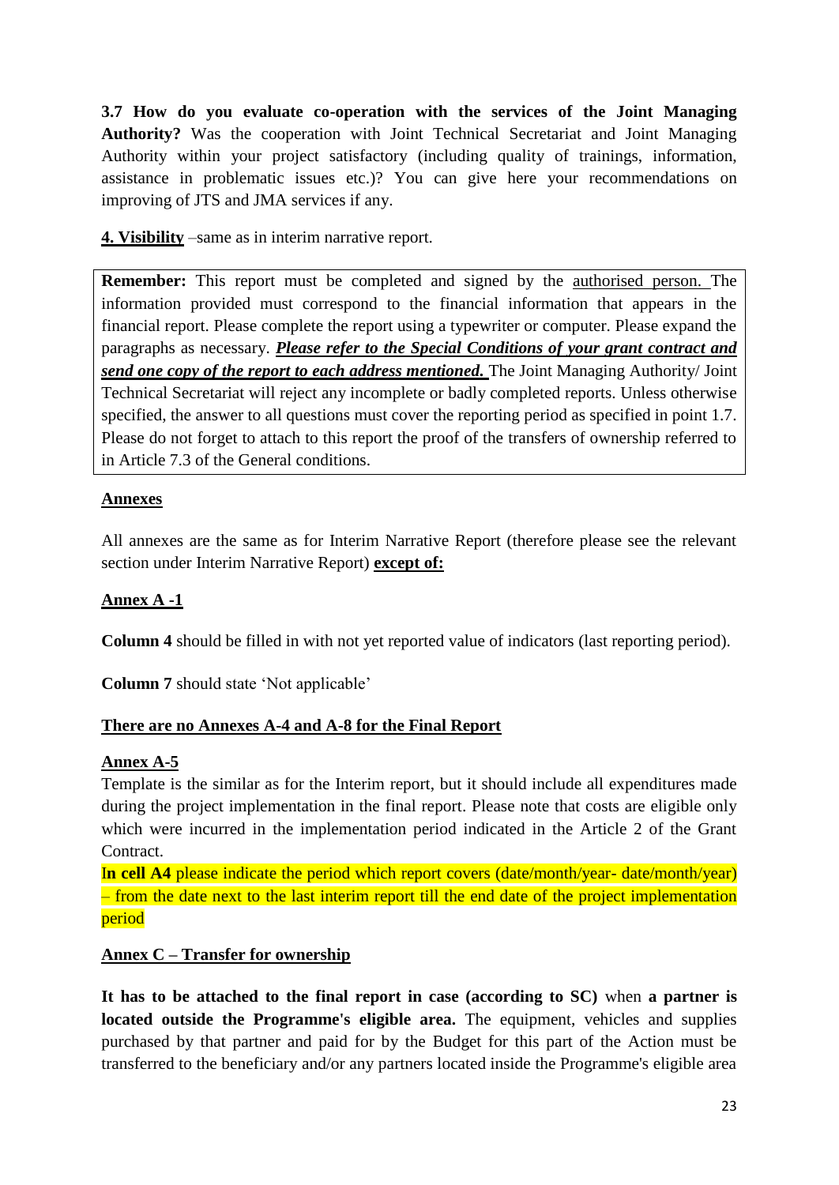**3.7 How do you evaluate co-operation with the services of the Joint Managing Authority?** Was the cooperation with Joint Technical Secretariat and Joint Managing Authority within your project satisfactory (including quality of trainings, information, assistance in problematic issues etc.)? You can give here your recommendations on improving of JTS and JMA services if any.

**4. Visibility** –same as in interim narrative report.

> **Remember:** This report must be completed and signed by the authorised person. The information provided must correspond to the financial information that appears in the financial report. Please complete the report using a typewriter or computer. Please expand the paragraphs as necessary. ***Please refer to the Special Conditions of your grant contract and send one copy of the report to each address mentioned.*** The Joint Managing Authority/ Joint Technical Secretariat will reject any incomplete or badly completed reports. Unless otherwise specified, the answer to all questions must cover the reporting period as specified in point 1.7. Please do not forget to attach to this report the proof of the transfers of ownership referred to in Article 7.3 of the General conditions.

**Annexes**

All annexes are the same as for Interim Narrative Report (therefore please see the relevant section under Interim Narrative Report) **except of:**

**Annex A -1**

**Column 4** should be filled in with not yet reported value of indicators (last reporting period).

**Column 7** should state 'Not applicable'

**There are no Annexes A-4 and A-8 for the Final Report**

**Annex A-5**

Template is the similar as for the Interim report, but it should include all expenditures made during the project implementation in the final report. Please note that costs are eligible only which were incurred in the implementation period indicated in the Article 2 of the Grant Contract.

I**n cell A4** please indicate the period which report covers (date/month/year- date/month/year) – from the date next to the last interim report till the end date of the project implementation period

**Annex C – Transfer for ownership**

**It has to be attached to the final report in case (according to SC)** when **a partner is located outside the Programme's eligible area.** The equipment, vehicles and supplies purchased by that partner and paid for by the Budget for this part of the Action must be transferred to the beneficiary and/or any partners located inside the Programme's eligible area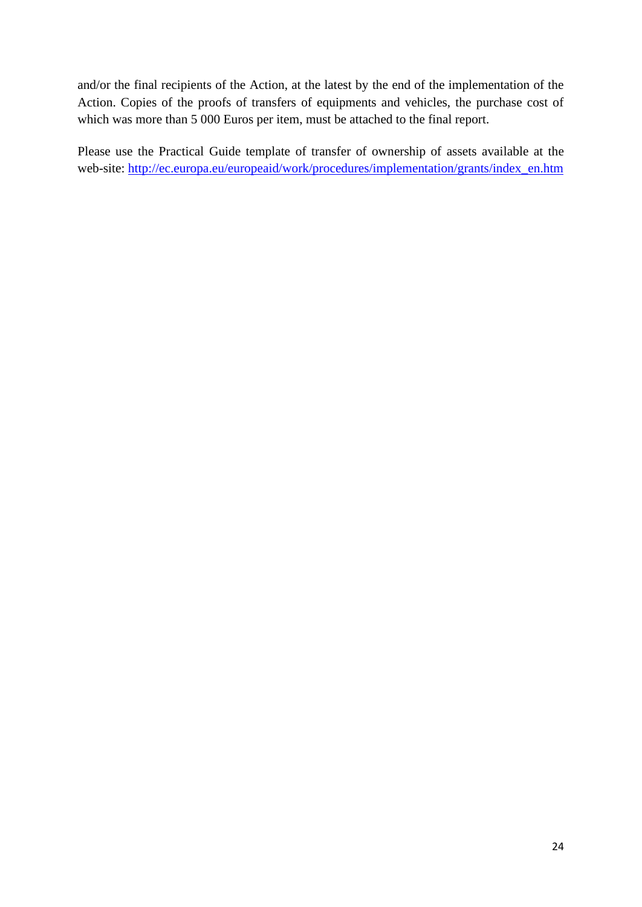and/or the final recipients of the Action, at the latest by the end of the implementation of the Action. Copies of the proofs of transfers of equipments and vehicles, the purchase cost of which was more than 5 000 Euros per item, must be attached to the final report.

Please use the Practical Guide template of transfer of ownership of assets available at the web-site: [http://ec.europa.eu/europeaid/work/procedures/implementation/grants/index_en.htm](http://ec.europa.eu/europeaid/work/procedures/implementation/grants/index_en.htm)